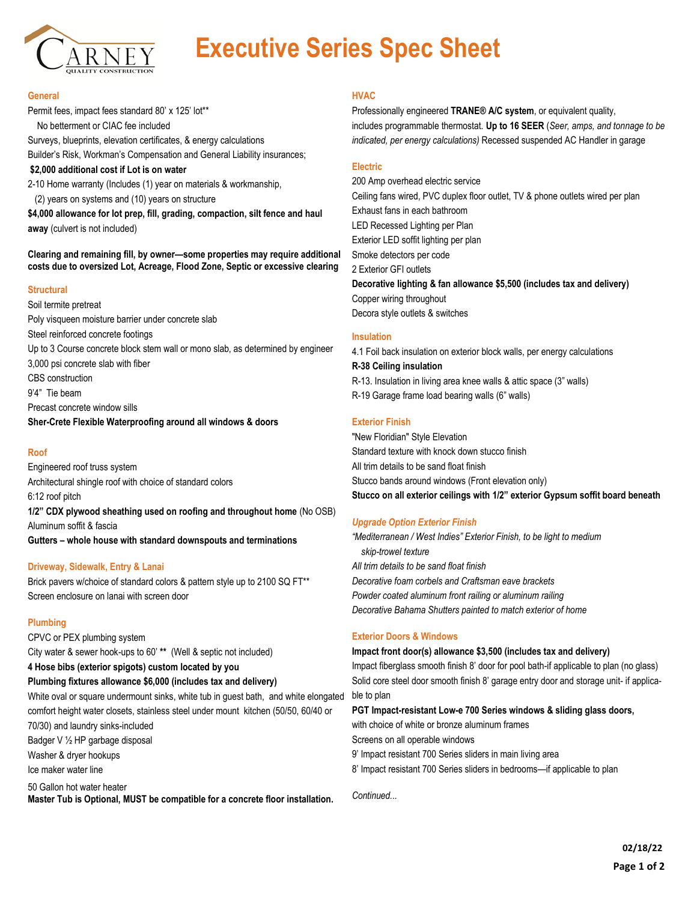# Executive Series Spec Sheet

## General

Permit fees, impact fees standard 80' x 125' lot**

No betterment or CIAC fee included

Surveys, blueprints, elevation certificates, & energy calculations

Builder's Risk, Workman's Compensation and General Liability insurances;

**$2,000 additional cost if Lot is on water**

2-10 Home warranty (Includes (1) year on materials & workmanship, (2) years on systems and (10) years on structure

**$4,000 allowance for lot prep, fill, grading, compaction, silt fence and haul away** (culvert is not included)

**Clearing and remaining fill, by owner—some properties may require additional costs due to oversized Lot, Acreage, Flood Zone, Septic or excessive clearing**

## Structural

Soil termite pretreat

Poly visqueen moisture barrier under concrete slab

Steel reinforced concrete footings

Up to 3 Course concrete block stem wall or mono slab, as determined by engineer

3,000 psi concrete slab with fiber

CBS construction

9'4" Tie beam

Precast concrete window sills

**Sher-Crete Flexible Waterproofing around all windows & doors**

## Roof

Engineered roof truss system

Architectural shingle roof with choice of standard colors

6:12 roof pitch

**1/2" CDX plywood sheathing used on roofing and throughout home** (No OSB)

Aluminum soffit & fascia

**Gutters – whole house with standard downspouts and terminations**

## Driveway, Sidewalk, Entry & Lanai

Brick pavers w/choice of standard colors & pattern style up to 2100 SQ FT**

Screen enclosure on lanai with screen door

## Plumbing

CPVC or PEX plumbing system

City water & sewer hook-ups to 60' ** (Well & septic not included)

**4 Hose bibs (exterior spigots) custom located by you**

**Plumbing fixtures allowance $6,000 (includes tax and delivery)**

White oval or square undermount sinks, white tub in guest bath, and white elongated comfort height water closets, stainless steel under mount kitchen (50/50, 60/40 or 70/30) and laundry sinks-included

Badger V ½ HP garbage disposal

Washer & dryer hookups

Ice maker water line

50 Gallon hot water heater

**Master Tub is Optional, MUST be compatible for a concrete floor installation.**

## HVAC

Professionally engineered **TRANE® A/C system**, or equivalent quality, includes programmable thermostat. **Up to 16 SEER** (*Seer, amps, and tonnage to be indicated, per energy calculations)* Recessed suspended AC Handler in garage

## Electric

200 Amp overhead electric service

Ceiling fans wired, PVC duplex floor outlet, TV & phone outlets wired per plan

Exhaust fans in each bathroom

LED Recessed Lighting per Plan

Exterior LED soffit lighting per plan

Smoke detectors per code

2 Exterior GFI outlets

**Decorative lighting & fan allowance $5,500 (includes tax and delivery)**

Copper wiring throughout

Decora style outlets & switches

## Insulation

4.1 Foil back insulation on exterior block walls, per energy calculations

**R-38 Ceiling insulation**

R-13. Insulation in living area knee walls & attic space (3" walls)

R-19 Garage frame load bearing walls (6" walls)

## Exterior Finish

"New Floridian" Style Elevation

Standard texture with knock down stucco finish

All trim details to be sand float finish

Stucco bands around windows (Front elevation only)

**Stucco on all exterior ceilings with 1/2" exterior Gypsum soffit board beneath**

## *Upgrade Option Exterior Finish*

*"Mediterranean / West Indies" Exterior Finish, to be light to medium skip-trowel texture*

*All trim details to be sand float finish*

*Decorative foam corbels and Craftsman eave brackets*

*Powder coated aluminum front railing or aluminum railing*

*Decorative Bahama Shutters painted to match exterior of home*

## Exterior Doors & Windows

**Impact front door(s) allowance $3,500 (includes tax and delivery)**

Impact fiberglass smooth finish 8' door for pool bath-if applicable to plan (no glass)

Solid core steel door smooth finish 8' garage entry door and storage unit- if applicable to plan

**PGT Impact-resistant Low-e 700 Series windows & sliding glass doors,** with choice of white or bronze aluminum frames

Screens on all operable windows

9' Impact resistant 700 Series sliders in main living area

8' Impact resistant 700 Series sliders in bedrooms—if applicable to plan

*Continued...*

**02/18/22**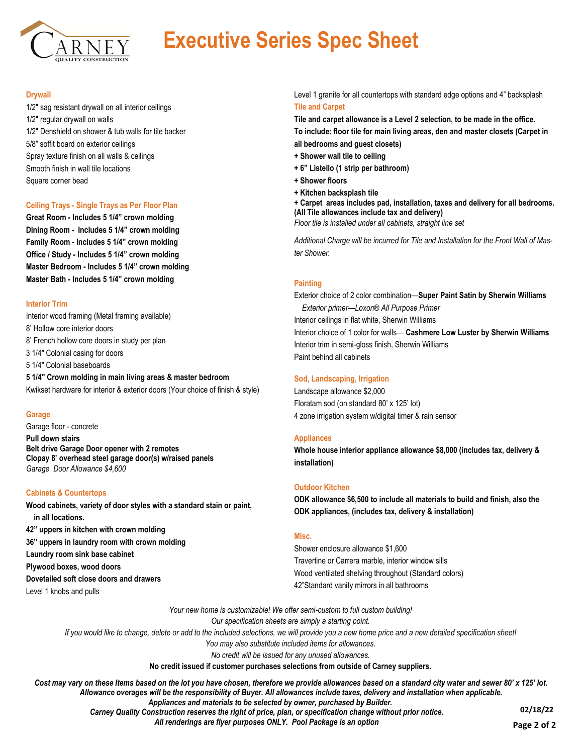# Executive Series Spec Sheet

### Drywall

1/2" sag resistant drywall on all interior ceilings
1/2" regular drywall on walls
1/2" Denshield on shower & tub walls for tile backer
5/8" soffit board on exterior ceilings
Spray texture finish on all walls & ceilings
Smooth finish in wall tile locations
Square corner bead

### Ceiling Trays - Single Trays as Per Floor Plan

**Great Room - Includes 5 1/4" crown molding**
**Dining Room - Includes 5 1/4" crown molding**
**Family Room - Includes 5 1/4" crown molding**
**Office / Study - Includes 5 1/4" crown molding**
**Master Bedroom - Includes 5 1/4" crown molding**
**Master Bath - Includes 5 1/4" crown molding**

### Interior Trim

Interior wood framing (Metal framing available)
8' Hollow core interior doors
8' French hollow core doors in study per plan
3 1/4" Colonial casing for doors
5 1/4" Colonial baseboards
**5 1/4" Crown molding in main living areas & master bedroom**
Kwikset hardware for interior & exterior doors (Your choice of finish & style)

### Garage

Garage floor - concrete
**Pull down stairs**
**Belt drive Garage Door opener with 2 remotes**
**Clopay 8' overhead steel garage door(s) w/raised panels**
*Garage Door Allowance $4,600*

### Cabinets & Countertops

**Wood cabinets, variety of door styles with a standard stain or paint, in all locations.**
**42" uppers in kitchen with crown molding**
**36" uppers in laundry room with crown molding**
**Laundry room sink base cabinet**
**Plywood boxes, wood doors**
**Dovetailed soft close doors and drawers**
Level 1 knobs and pulls
Level 1 granite for all countertops with standard edge options and 4" backsplash

### Tile and Carpet

**Tile and carpet allowance is a Level 2 selection, to be made in the office.**
**To include: floor tile for main living areas, den and master closets (Carpet in all bedrooms and guest closets)**
**+ Shower wall tile to ceiling**
**+ 6" Listello (1 strip per bathroom)**
**+ Shower floors**
**+ Kitchen backsplash tile**
**+ Carpet areas includes pad, installation, taxes and delivery for all bedrooms.**
**(All Tile allowances include tax and delivery)**
*Floor tile is installed under all cabinets, straight line set*

*Additional Charge will be incurred for Tile and Installation for the Front Wall of Master Shower.*

### Painting

Exterior choice of 2 color combination—**Super Paint Satin by Sherwin Williams**
*Exterior primer—Loxon® All Purpose Primer*
Interior ceilings in flat white, Sherwin Williams
Interior choice of 1 color for walls— **Cashmere Low Luster by Sherwin Williams**
Interior trim in semi-gloss finish, Sherwin Williams
Paint behind all cabinets

### Sod, Landscaping, Irrigation

Landscape allowance $2,000
Floratam sod (on standard 80' x 125' lot)
4 zone irrigation system w/digital timer & rain sensor

### Appliances

**Whole house interior appliance allowance $8,000 (includes tax, delivery & installation)**

### Outdoor Kitchen

**ODK allowance $6,500 to include all materials to build and finish, also the ODK appliances, (includes tax, delivery & installation)**

### Misc.

Shower enclosure allowance $1,600
Travertine or Carrera marble, interior window sills
Wood ventilated shelving throughout (Standard colors)
42"Standard vanity mirrors in all bathrooms

*Your new home is customizable! We offer semi-custom to full custom building!*
*Our specification sheets are simply a starting point.*
*If you would like to change, delete or add to the included selections, we will provide you a new home price and a new detailed specification sheet!*
*You may also substitute included items for allowances.*
*No credit will be issued for any unused allowances.*
**No credit issued if customer purchases selections from outside of Carney suppliers.**

***Cost may vary on these Items based on the lot you have chosen, therefore we provide allowances based on a standard city water and sewer 80' x 125' lot. Allowance overages will be the responsibility of Buyer. All allowances include taxes, delivery and installation when applicable. Appliances and materials to be selected by owner, purchased by Builder. Carney Quality Construction reserves the right of price, plan, or specification change without prior notice. All renderings are flyer purposes ONLY. Pool Package is an option***

**02/18/22**